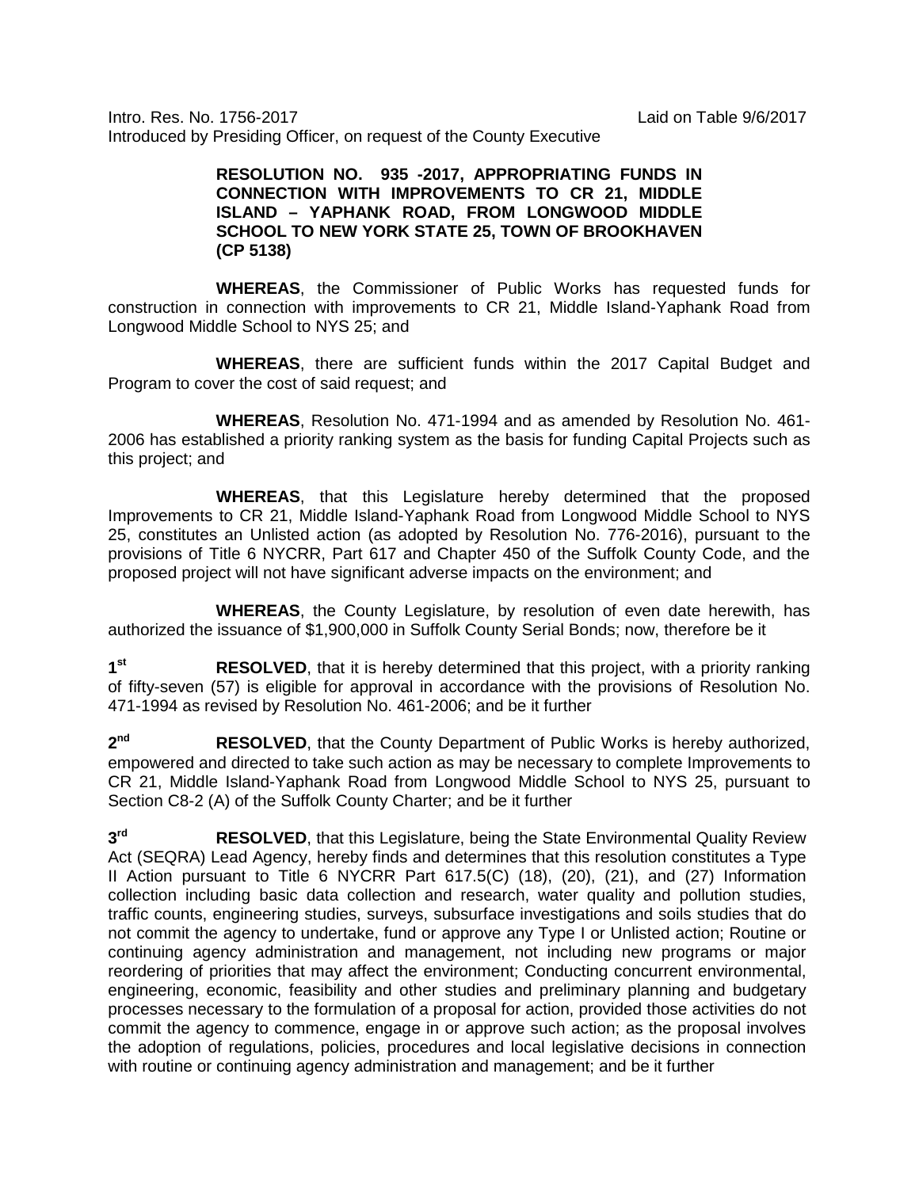Intro. Res. No. 1756-2017 Laid on Table 9/6/2017
Introduced by Presiding Officer, on request of the County Executive

**RESOLUTION NO. 935 -2017, APPROPRIATING FUNDS IN CONNECTION WITH IMPROVEMENTS TO CR 21, MIDDLE ISLAND – YAPHANK ROAD, FROM LONGWOOD MIDDLE SCHOOL TO NEW YORK STATE 25, TOWN OF BROOKHAVEN (CP 5138)**

**WHEREAS**, the Commissioner of Public Works has requested funds for construction in connection with improvements to CR 21, Middle Island-Yaphank Road from Longwood Middle School to NYS 25; and

**WHEREAS**, there are sufficient funds within the 2017 Capital Budget and Program to cover the cost of said request; and

**WHEREAS**, Resolution No. 471-1994 and as amended by Resolution No. 461-2006 has established a priority ranking system as the basis for funding Capital Projects such as this project; and

**WHEREAS**, that this Legislature hereby determined that the proposed Improvements to CR 21, Middle Island-Yaphank Road from Longwood Middle School to NYS 25, constitutes an Unlisted action (as adopted by Resolution No. 776-2016), pursuant to the provisions of Title 6 NYCRR, Part 617 and Chapter 450 of the Suffolk County Code, and the proposed project will not have significant adverse impacts on the environment; and

**WHEREAS**, the County Legislature, by resolution of even date herewith, has authorized the issuance of $1,900,000 in Suffolk County Serial Bonds; now, therefore be it

1st **RESOLVED**, that it is hereby determined that this project, with a priority ranking of fifty-seven (57) is eligible for approval in accordance with the provisions of Resolution No. 471-1994 as revised by Resolution No. 461-2006; and be it further

2nd **RESOLVED**, that the County Department of Public Works is hereby authorized, empowered and directed to take such action as may be necessary to complete Improvements to CR 21, Middle Island-Yaphank Road from Longwood Middle School to NYS 25, pursuant to Section C8-2 (A) of the Suffolk County Charter; and be it further

3rd **RESOLVED**, that this Legislature, being the State Environmental Quality Review Act (SEQRA) Lead Agency, hereby finds and determines that this resolution constitutes a Type II Action pursuant to Title 6 NYCRR Part 617.5(C) (18), (20), (21), and (27) Information collection including basic data collection and research, water quality and pollution studies, traffic counts, engineering studies, surveys, subsurface investigations and soils studies that do not commit the agency to undertake, fund or approve any Type I or Unlisted action; Routine or continuing agency administration and management, not including new programs or major reordering of priorities that may affect the environment; Conducting concurrent environmental, engineering, economic, feasibility and other studies and preliminary planning and budgetary processes necessary to the formulation of a proposal for action, provided those activities do not commit the agency to commence, engage in or approve such action; as the proposal involves the adoption of regulations, policies, procedures and local legislative decisions in connection with routine or continuing agency administration and management; and be it further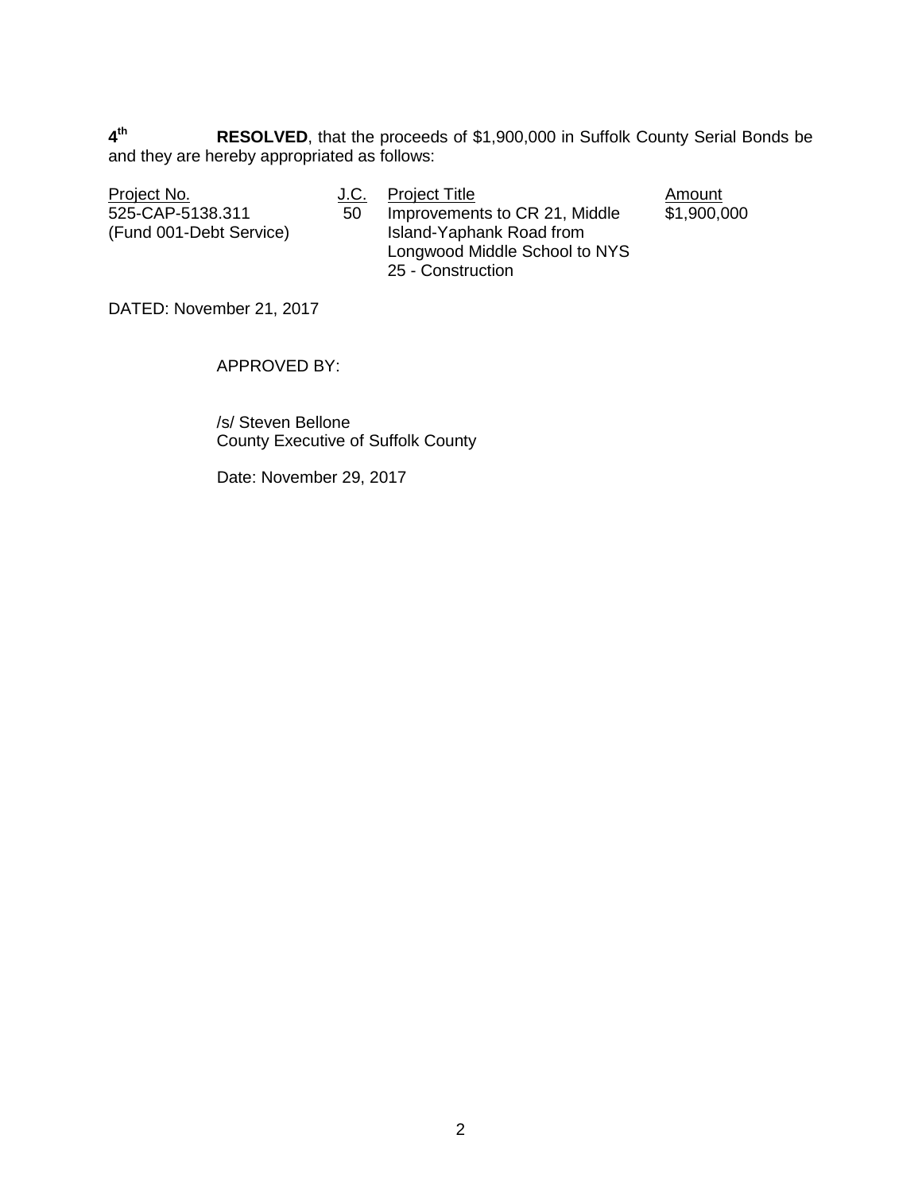4th **RESOLVED**, that the proceeds of $1,900,000 in Suffolk County Serial Bonds be and they are hereby appropriated as follows:

| Project No. | J.C. | Project Title | Amount |
|---|---|---|---|
| 525-CAP-5138.311 (Fund 001-Debt Service) | 50 | Improvements to CR 21, Middle Island-Yaphank Road from Longwood Middle School to NYS 25 - Construction | $1,900,000 |

DATED: November 21, 2017

APPROVED BY:

/s/ Steven Bellone
County Executive of Suffolk County

Date: November 29, 2017